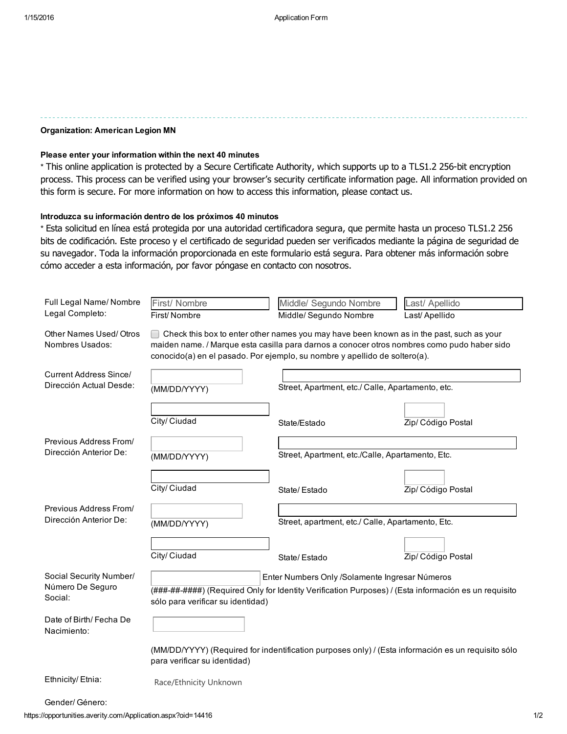**Organization: American Legion MN**

**Please enter your information within the next 40 minutes**

* This online application is protected by a Secure Certificate Authority, which supports up to a TLS1.2 256-bit encryption process. This process can be verified using your browser's security certificate information page. All information provided on this form is secure. For more information on how to access this information, please contact us.

**Introduzca su información dentro de los próximos 40 minutos**

* Esta solicitud en línea está protegida por una autoridad certificadora segura, que permite hasta un proceso TLS1.2 256 bits de codificación. Este proceso y el certificado de seguridad pueden ser verificados mediante la página de seguridad de su navegador. Toda la información proporcionada en este formulario está segura. Para obtener más información sobre cómo acceder a esta información, por favor póngase en contacto con nosotros.

| | | | |
|---|---|---|---|
| Full Legal Name/ Nombre Legal Completo: | First/ Nombre | Middle/ Segundo Nombre | Last/ Apellido |
| Other Names Used/ Otros Nombres Usados: | ☐ Check this box to enter other names you may have been known as in the past, such as your maiden name. / Marque esta casilla para darnos a conocer otros nombres como pudo haber sido conocido(a) en el pasado. Por ejemplo, su nombre y apellido de soltero(a). | | |
| Current Address Since/ Dirección Actual Desde: | (MM/DD/YYYY) | Street, Apartment, etc./ Calle, Apartamento, etc. | |
| | City/ Ciudad | State/Estado | Zip/ Código Postal |
| Previous Address From/ Dirección Anterior De: | (MM/DD/YYYY) | Street, Apartment, etc./Calle, Apartamento, Etc. | |
| | City/ Ciudad | State/ Estado | Zip/ Código Postal |
| Previous Address From/ Dirección Anterior De: | (MM/DD/YYYY) | Street, apartment, etc./ Calle, Apartamento, Etc. | |
| | City/ Ciudad | State/ Estado | Zip/ Código Postal |
| Social Security Number/ Número De Seguro Social: | Enter Numbers Only /Solamente Ingresar Números (###-##-####) (Required Only for Identity Verification Purposes) / (Esta información es un requisito sólo para verificar su identidad) | | |
| Date of Birth/ Fecha De Nacimiento: | (MM/DD/YYYY) (Required for indentification purposes only) / (Esta información es un requisito sólo para verificar su identidad) | | |
| Ethnicity/ Etnia: | Race/Ethnicity Unknown | | |
| Gender/ Género: | | | |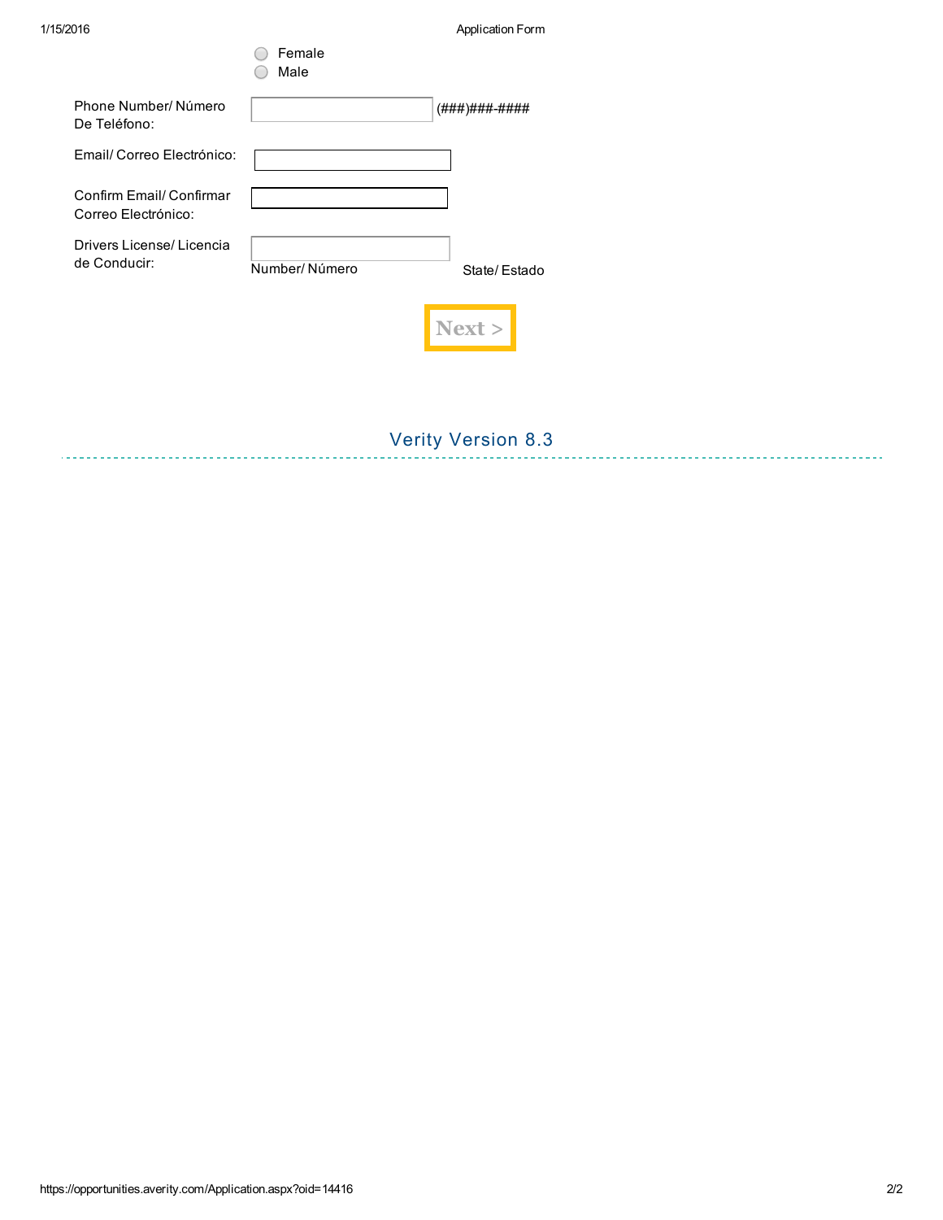- ○ Female
- ○ Male

Phone Number/ Número De Teléfono: ____________ (###)###-####

Email/ Correo Electrónico: ____________

Confirm Email/ Confirmar Correo Electrónico: ____________

Drivers License/ Licencia de Conducir: ____________
Number/ Número State/ Estado

**Next >**

Verity Version 8.3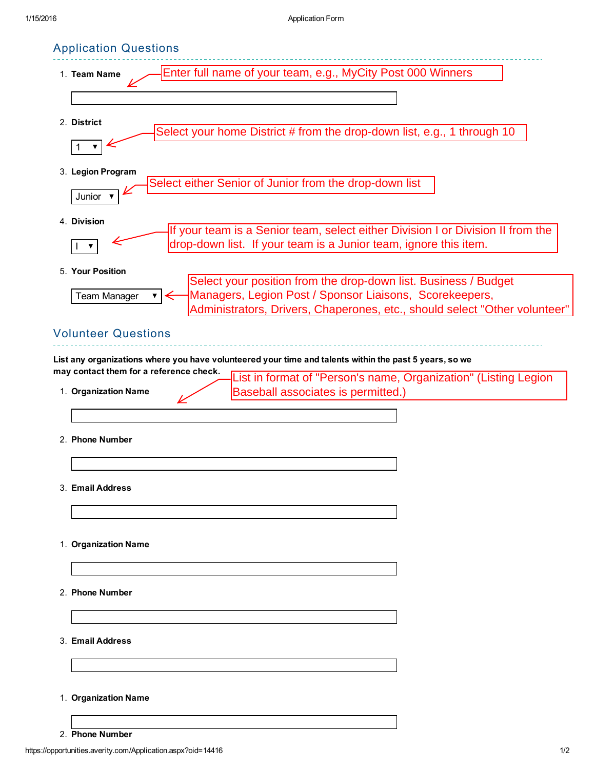## Application Questions

1. **Team Name**

   Enter full name of your team, e.g., MyCity Post 000 Winners

2. **District**

   1 ▼

   Select your home District # from the drop-down list, e.g., 1 through 10

3. **Legion Program**

   Junior ▼

   Select either Senior of Junior from the drop-down list

4. **Division**

   I ▼

   If your team is a Senior team, select either Division I or Division II from the drop-down list. If your team is a Junior team, ignore this item.

5. **Your Position**

   Team Manager ▼

   Select your position from the drop-down list. Business / Budget Managers, Legion Post / Sponsor Liaisons, Scorekeepers, Administrators, Drivers, Chaperones, etc., should select "Other volunteer"

## Volunteer Questions

**List any organizations where you have volunteered your time and talents within the past 5 years, so we may contact them for a reference check.**

List in format of "Person's name, Organization" (Listing Legion Baseball associates is permitted.)

1. **Organization Name**
2. **Phone Number**
3. **Email Address**

1. **Organization Name**
2. **Phone Number**
3. **Email Address**

1. **Organization Name**
2. **Phone Number**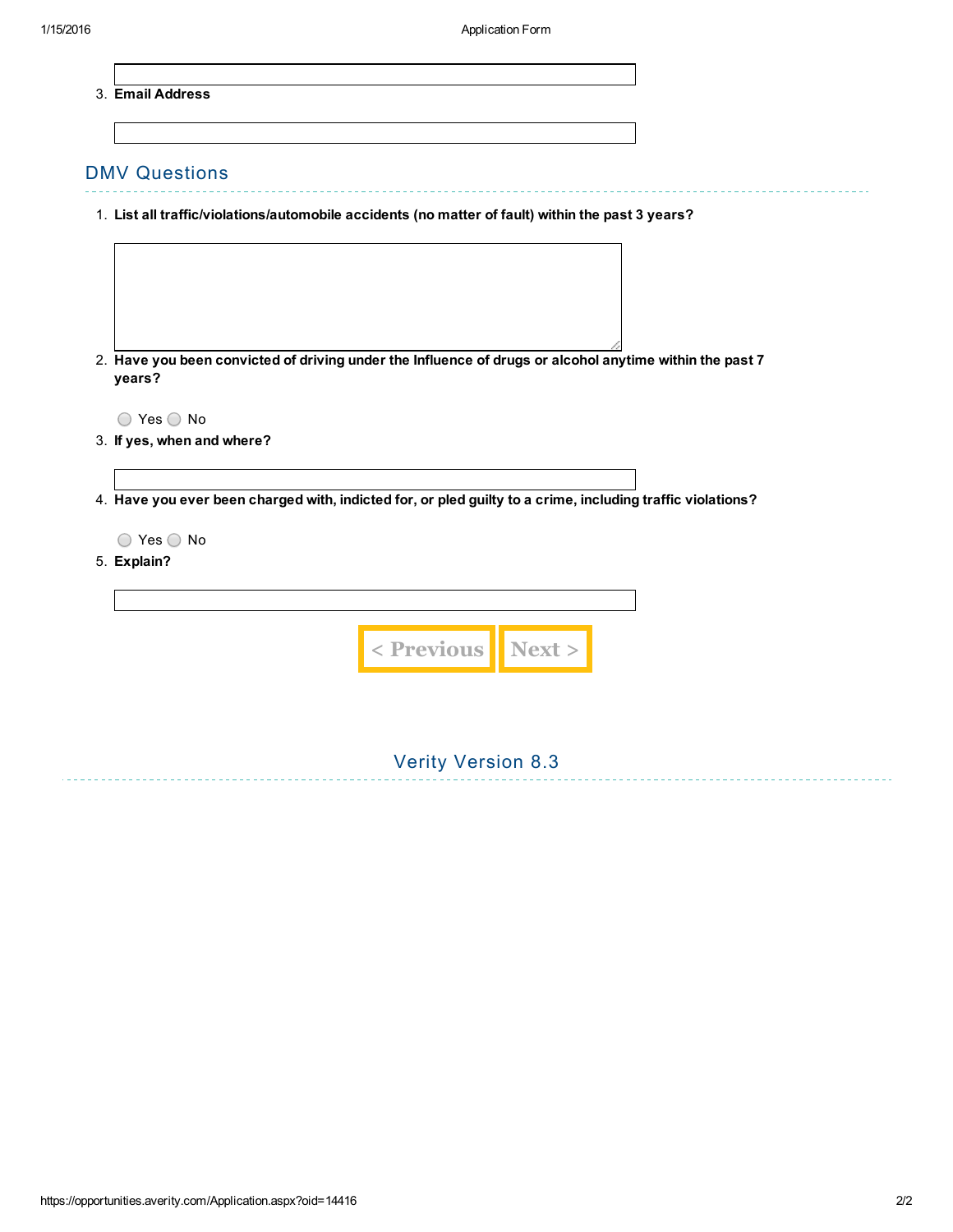3. **Email Address**

## DMV Questions

1. **List all traffic/violations/automobile accidents (no matter of fault) within the past 3 years?**

2. **Have you been convicted of driving under the Influence of drugs or alcohol anytime within the past 7 years?**

   Yes No

3. **If yes, when and where?**

4. **Have you ever been charged with, indicted for, or pled guilty to a crime, including traffic violations?**

   Yes No

5. **Explain?**

< Previous Next >

Verity Version 8.3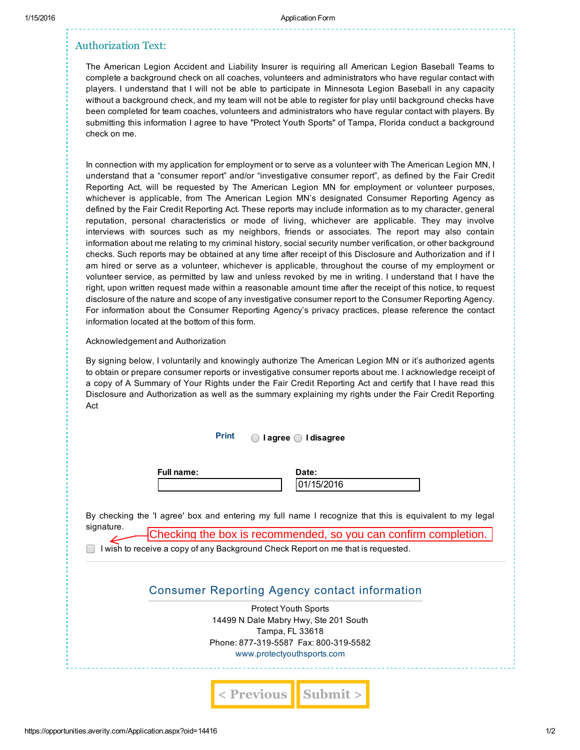## Authorization Text:

The American Legion Accident and Liability Insurer is requiring all American Legion Baseball Teams to complete a background check on all coaches, volunteers and administrators who have regular contact with players. I understand that I will not be able to participate in Minnesota Legion Baseball in any capacity without a background check, and my team will not be able to register for play until background checks have been completed for team coaches, volunteers and administrators who have regular contact with players. By submitting this information I agree to have "Protect Youth Sports" of Tampa, Florida conduct a background check on me.

In connection with my application for employment or to serve as a volunteer with The American Legion MN, I understand that a “consumer report” and/or “investigative consumer report”, as defined by the Fair Credit Reporting Act, will be requested by The American Legion MN for employment or volunteer purposes, whichever is applicable, from The American Legion MN’s designated Consumer Reporting Agency as defined by the Fair Credit Reporting Act. These reports may include information as to my character, general reputation, personal characteristics or mode of living, whichever are applicable. They may involve interviews with sources such as my neighbors, friends or associates. The report may also contain information about me relating to my criminal history, social security number verification, or other background checks. Such reports may be obtained at any time after receipt of this Disclosure and Authorization and if I am hired or serve as a volunteer, whichever is applicable, throughout the course of my employment or volunteer service, as permitted by law and unless revoked by me in writing. I understand that I have the right, upon written request made within a reasonable amount time after the receipt of this notice, to request disclosure of the nature and scope of any investigative consumer report to the Consumer Reporting Agency. For information about the Consumer Reporting Agency’s privacy practices, please reference the contact information located at the bottom of this form.

Acknowledgement and Authorization

By signing below, I voluntarily and knowingly authorize The American Legion MN or it’s authorized agents to obtain or prepare consumer reports or investigative consumer reports about me. I acknowledge receipt of a copy of A Summary of Your Rights under the Fair Credit Reporting Act and certify that I have read this Disclosure and Authorization as well as the summary explaining my rights under the Fair Credit Reporting Act

**Print** ○ **I agree** ○ **I disagree**

**Full name:** ____________________ **Date:** 01/15/2016

By checking the 'I agree' box and entering my full name I recognize that this is equivalent to my legal signature.

Checking the box is recommended, so you can confirm completion.

☐ I wish to receive a copy of any Background Check Report on me that is requested.

## Consumer Reporting Agency contact information

Protect Youth Sports
14499 N Dale Mabry Hwy, Ste 201 South
Tampa, FL 33618
Phone: 877-319-5587 Fax: 800-319-5582
www.protectyouthsports.com

< Previous | Submit >